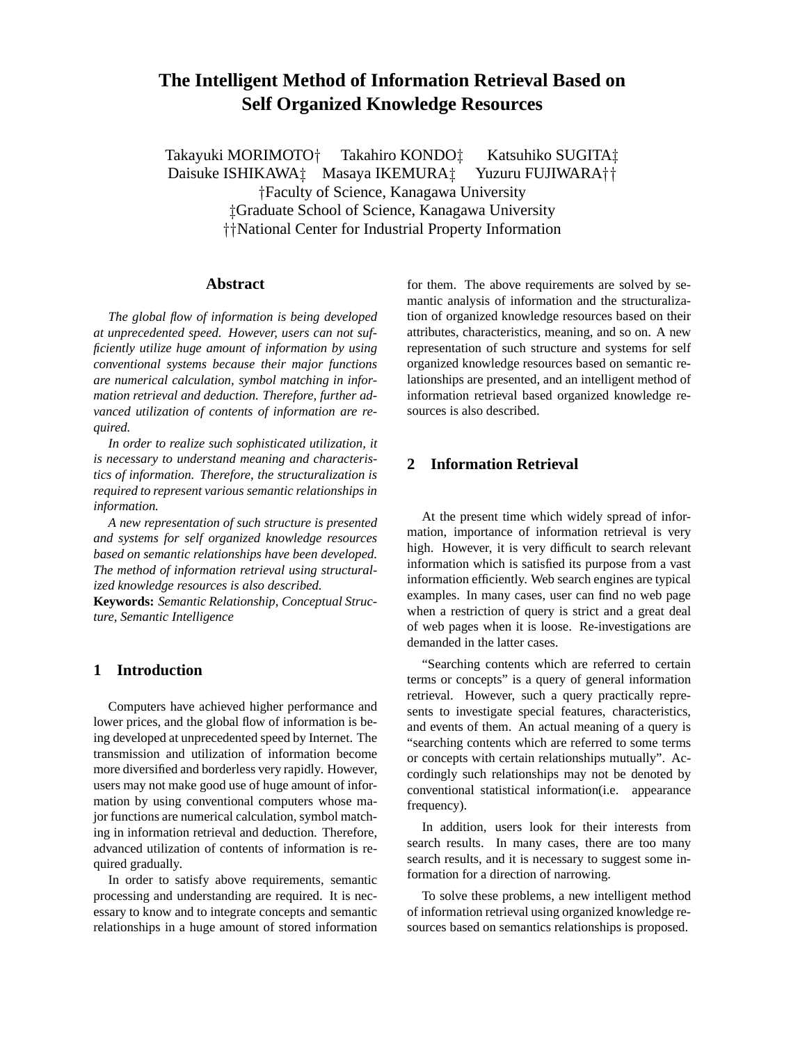# The Intelligent Method of Information Retrieval Based on Self Organized Knowledge Resources

Takayuki MORIMOTO† Takahiro KONDO‡ Katsuhiko SUGITA‡
Daisuke ISHIKAWA‡ Masaya IKEMURA‡ Yuzuru FUJIWARA††
†Faculty of Science, Kanagawa University
‡Graduate School of Science, Kanagawa University
††National Center for Industrial Property Information

## Abstract

*The global flow of information is being developed at unprecedented speed. However, users can not sufficiently utilize huge amount of information by using conventional systems because their major functions are numerical calculation, symbol matching in information retrieval and deduction. Therefore, further advanced utilization of contents of information are required.*

*In order to realize such sophisticated utilization, it is necessary to understand meaning and characteristics of information. Therefore, the structuralization is required to represent various semantic relationships in information.*

*A new representation of such structure is presented and systems for self organized knowledge resources based on semantic relationships have been developed. The method of information retrieval using structuralized knowledge resources is also described.*

**Keywords:** *Semantic Relationship, Conceptual Structure, Semantic Intelligence*

## 1 Introduction

Computers have achieved higher performance and lower prices, and the global flow of information is being developed at unprecedented speed by Internet. The transmission and utilization of information become more diversified and borderless very rapidly. However, users may not make good use of huge amount of information by using conventional computers whose major functions are numerical calculation, symbol matching in information retrieval and deduction. Therefore, advanced utilization of contents of information is required gradually.

In order to satisfy above requirements, semantic processing and understanding are required. It is necessary to know and to integrate concepts and semantic relationships in a huge amount of stored information for them. The above requirements are solved by semantic analysis of information and the structuralization of organized knowledge resources based on their attributes, characteristics, meaning, and so on. A new representation of such structure and systems for self organized knowledge resources based on semantic relationships are presented, and an intelligent method of information retrieval based organized knowledge resources is also described.

## 2 Information Retrieval

At the present time which widely spread of information, importance of information retrieval is very high. However, it is very difficult to search relevant information which is satisfied its purpose from a vast information efficiently. Web search engines are typical examples. In many cases, user can find no web page when a restriction of query is strict and a great deal of web pages when it is loose. Re-investigations are demanded in the latter cases.

"Searching contents which are referred to certain terms or concepts" is a query of general information retrieval. However, such a query practically represents to investigate special features, characteristics, and events of them. An actual meaning of a query is "searching contents which are referred to some terms or concepts with certain relationships mutually". Accordingly such relationships may not be denoted by conventional statistical information(i.e. appearance frequency).

In addition, users look for their interests from search results. In many cases, there are too many search results, and it is necessary to suggest some information for a direction of narrowing.

To solve these problems, a new intelligent method of information retrieval using organized knowledge resources based on semantics relationships is proposed.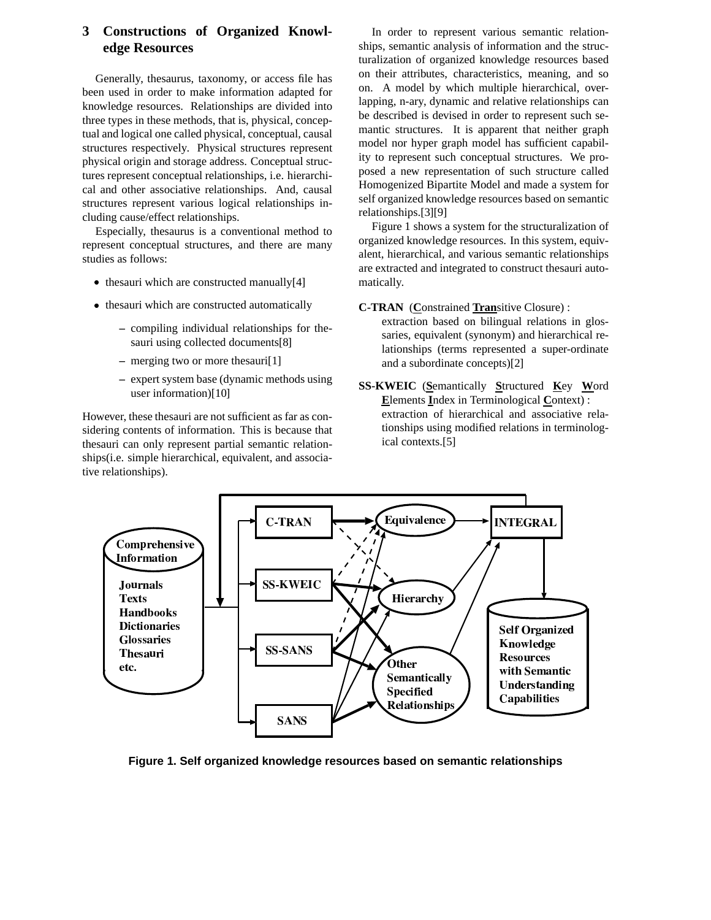## 3 Constructions of Organized Knowledge Resources

Generally, thesaurus, taxonomy, or access file has been used in order to make information adapted for knowledge resources. Relationships are divided into three types in these methods, that is, physical, conceptual and logical one called physical, conceptual, causal structures respectively. Physical structures represent physical origin and storage address. Conceptual structures represent conceptual relationships, i.e. hierarchical and other associative relationships. And, causal structures represent various logical relationships including cause/effect relationships.

Especially, thesaurus is a conventional method to represent conceptual structures, and there are many studies as follows:

- thesauri which are constructed manually[4]
- thesauri which are constructed automatically
  - compiling individual relationships for thesauri using collected documents[8]
  - merging two or more thesauri[1]
  - expert system base (dynamic methods using user information)[10]

However, these thesauri are not sufficient as far as considering contents of information. This is because that thesauri can only represent partial semantic relationships(i.e. simple hierarchical, equivalent, and associative relationships).

In order to represent various semantic relationships, semantic analysis of information and the structuralization of organized knowledge resources based on their attributes, characteristics, meaning, and so on. A model by which multiple hierarchical, overlapping, n-ary, dynamic and relative relationships can be described is devised in order to represent such semantic structures. It is apparent that neither graph model nor hyper graph model has sufficient capability to represent such conceptual structures. We proposed a new representation of such structure called Homogenized Bipartite Model and made a system for self organized knowledge resources based on semantic relationships.[3][9]

Figure 1 shows a system for the structuralization of organized knowledge resources. In this system, equivalent, hierarchical, and various semantic relationships are extracted and integrated to construct thesauri automatically.

**C-TRAN** (**C**onstrained **Tran**sitive Closure) :
extraction based on bilingual relations in glossaries, equivalent (synonym) and hierarchical relationships (terms represented a super-ordinate and a subordinate concepts)[2]

**SS-KWEIC** (**S**emantically **S**tructured **K**ey **W**ord **E**lements **I**ndex in Terminological **C**ontext) :
extraction of hierarchical and associative relationships using modified relations in terminological contexts.[5]

**Figure 1. Self organized knowledge resources based on semantic relationships**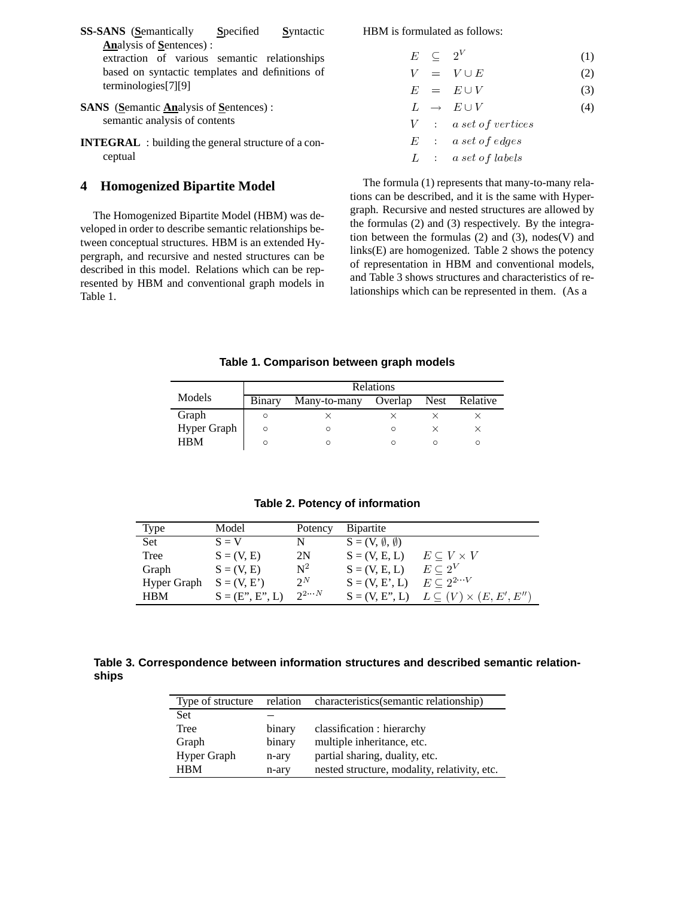**SS-SANS** (**S**emantically **S**pecified **S**yntactic **An**alysis of **S**entences) :
extraction of various semantic relationships based on syntactic templates and definitions of terminologies[7][9]

**SANS** (**S**emantic **An**alysis of **S**entences) :
semantic analysis of contents

**INTEGRAL** : building the general structure of a conceptual

## 4 Homogenized Bipartite Model

The Homogenized Bipartite Model (HBM) was developed in order to describe semantic relationships between conceptual structures. HBM is an extended Hypergraph, and recursive and nested structures can be described in this model. Relations which can be represented by HBM and conventional graph models in Table 1.

HBM is formulated as follows:

$$E \subseteq 2^V \quad (1)$$

$$V = V \cup E \quad (2)$$

$$E = E \cup V \quad (3)$$

$$L \rightarrow E \cup V \quad (4)$$

$$V \; : \; a\ set\ of\ vertices$$

$$E \; : \; a\ set\ of\ edges$$

$$L \; : \; a\ set\ of\ labels$$

The formula (1) represents that many-to-many relations can be described, and it is the same with Hypergraph. Recursive and nested structures are allowed by the formulas (2) and (3) respectively. By the integration between the formulas (2) and (3), nodes(V) and links(E) are homogenized. Table 2 shows the potency of representation in HBM and conventional models, and Table 3 shows structures and characteristics of relationships which can be represented in them. (As a

**Table 1. Comparison between graph models**

| Models | Relations | | | | |
|---|---|---|---|---|---|
| | Binary | Many-to-many | Overlap | Nest | Relative |
| Graph | ○ | × | × | × | × |
| Hyper Graph | ○ | ○ | ○ | × | × |
| HBM | ○ | ○ | ○ | ○ | ○ |

**Table 2. Potency of information**

| Type | Model | Potency | Bipartite | |
|---|---|---|---|---|
| Set | S = V | N | S = (V, ∅, ∅) | |
| Tree | S = (V, E) | 2N | S = (V, E, L) | $E \subseteq V \times V$ |
| Graph | S = (V, E) | $N^2$ | S = (V, E, L) | $E \subseteq 2^V$ |
| Hyper Graph | S = (V, E') | $2^N$ | S = (V, E', L) | $E \subseteq 2^{2 \cdots V}$ |
| HBM | S = (E", E", L) | $2^{2 \cdots N}$ | S = (V, E", L) | $L \subseteq (V) \times (E, E', E'')$ |

**Table 3. Correspondence between information structures and described semantic relationships**

| Type of structure | relation | characteristics(semantic relationship) |
|---|---|---|
| Set | − | |
| Tree | binary | classification : hierarchy |
| Graph | binary | multiple inheritance, etc. |
| Hyper Graph | n-ary | partial sharing, duality, etc. |
| HBM | n-ary | nested structure, modality, relativity, etc. |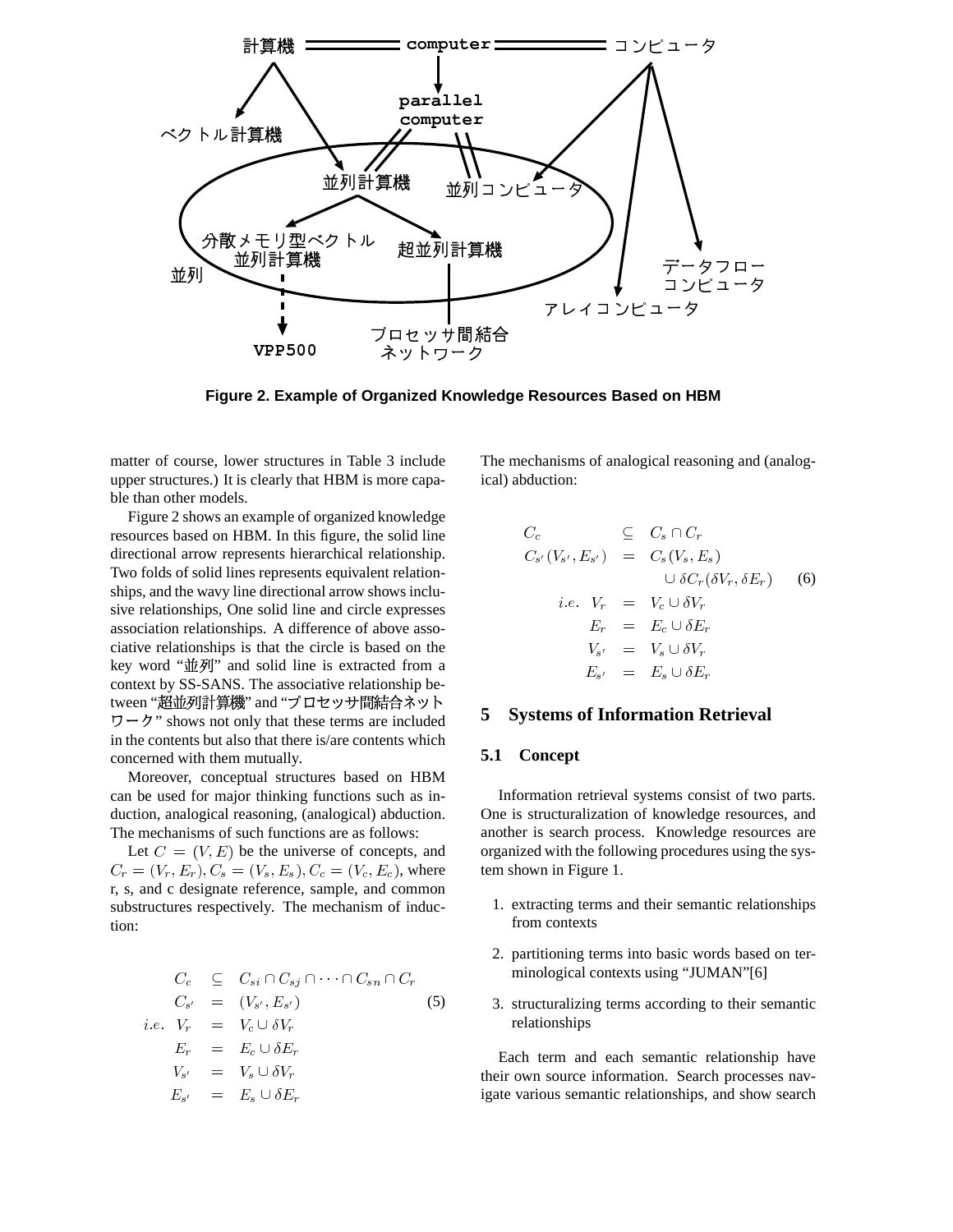Figure 2. Example of Organized Knowledge Resources Based on HBM

matter of course, lower structures in Table 3 include upper structures.) It is clearly that HBM is more capable than other models.

Figure 2 shows an example of organized knowledge resources based on HBM. In this figure, the solid line directional arrow represents hierarchical relationship. Two folds of solid lines represents equivalent relationships, and the wavy line directional arrow shows inclusive relationships, One solid line and circle expresses association relationships. A difference of above associative relationships is that the circle is based on the key word "並列" and solid line is extracted from a context by SS-SANS. The associative relationship between "超並列計算機" and "プロセッサ間結合ネットワーク" shows not only that these terms are included in the contents but also that there is/are contents which concerned with them mutually.

Moreover, conceptual structures based on HBM can be used for major thinking functions such as induction, analogical reasoning, (analogical) abduction. The mechanisms of such functions are as follows:

Let $C = (V, E)$ be the universe of concepts, and $C_r = (V_r, E_r), C_s = (V_s, E_s), C_c = (V_c, E_c)$, where r, s, and c designate reference, sample, and common substructures respectively. The mechanism of induction:

$$
\begin{aligned}
C_c &\subseteq C_{si} \cap C_{sj} \cap \cdots \cap C_{sn} \cap C_r \\
C_{s'} &= (V_{s'}, E_{s'}) \qquad (5) \\
i.e.\ \ V_r &= V_c \cup \delta V_r \\
E_r &= E_c \cup \delta E_r \\
V_{s'} &= V_s \cup \delta V_r \\
E_{s'} &= E_s \cup \delta E_r
\end{aligned}
$$

The mechanisms of analogical reasoning and (analogical) abduction:

$$
\begin{aligned}
C_c &\subseteq C_s \cap C_r \\
C_{s'}(V_{s'}, E_{s'}) &= C_s(V_s, E_s) \\
&\quad \cup \delta C_r(\delta V_r, \delta E_r) \qquad (6) \\
i.e.\ \ V_r &= V_c \cup \delta V_r \\
E_r &= E_c \cup \delta E_r \\
V_{s'} &= V_s \cup \delta V_r \\
E_{s'} &= E_s \cup \delta E_r
\end{aligned}
$$

## 5 Systems of Information Retrieval

### 5.1 Concept

Information retrieval systems consist of two parts. One is structuralization of knowledge resources, and another is search process. Knowledge resources are organized with the following procedures using the system shown in Figure 1.

1. extracting terms and their semantic relationships from contexts
2. partitioning terms into basic words based on terminological contexts using "JUMAN"[6]
3. structuralizing terms according to their semantic relationships

Each term and each semantic relationship have their own source information. Search processes navigate various semantic relationships, and show search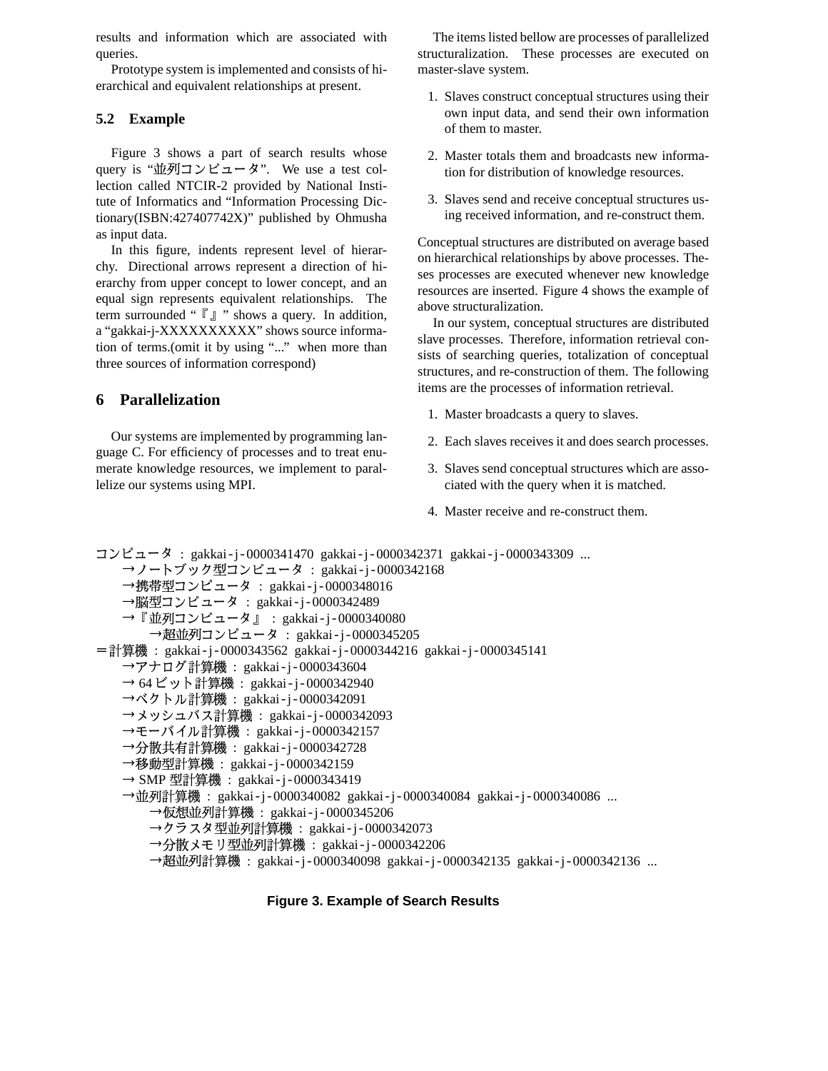results and information which are associated with queries.

Prototype system is implemented and consists of hierarchical and equivalent relationships at present.

### 5.2 Example

Figure 3 shows a part of search results whose query is “並列コンピュータ”. We use a test collection called NTCIR-2 provided by National Institute of Informatics and “Information Processing Dictionary(ISBN:427407742X)” published by Ohmusha as input data.

In this figure, indents represent level of hierarchy. Directional arrows represent a direction of hierarchy from upper concept to lower concept, and an equal sign represents equivalent relationships. The term surrounded “『』” shows a query. In addition, a “gakkai-j-XXXXXXXXXX” shows source information of terms.(omit it by using “...” when more than three sources of information correspond)

## 6 Parallelization

Our systems are implemented by programming language C. For efficiency of processes and to treat enumerate knowledge resources, we implement to parallelize our systems using MPI.

The items listed bellow are processes of parallelized structuralization. These processes are executed on master-slave system.

1. Slaves construct conceptual structures using their own input data, and send their own information of them to master.
2. Master totals them and broadcasts new information for distribution of knowledge resources.
3. Slaves send and receive conceptual structures using received information, and re-construct them.

Conceptual structures are distributed on average based on hierarchical relationships by above processes. Theses processes are executed whenever new knowledge resources are inserted. Figure 4 shows the example of above structuralization.

In our system, conceptual structures are distributed slave processes. Therefore, information retrieval consists of searching queries, totalization of conceptual structures, and re-construction of them. The following items are the processes of information retrieval.

1. Master broadcasts a query to slaves.
2. Each slaves receives it and does search processes.
3. Slaves send conceptual structures which are associated with the query when it is matched.
4. Master receive and re-construct them.

```
コンピュータ : gakkai-j-0000341470 gakkai-j-0000342371 gakkai-j-0000343309 ...
    →ノートブック型コンピュータ : gakkai-j-0000342168
    →携帯型コンピュータ : gakkai-j-0000348016
    →脳型コンピュータ : gakkai-j-0000342489
    →『並列コンピュータ』 : gakkai-j-0000340080
        →超並列コンピュータ : gakkai-j-0000345205
＝計算機 : gakkai-j-0000343562 gakkai-j-0000344216 gakkai-j-0000345141
    →アナログ計算機 : gakkai-j-0000343604
    → 64ビット計算機 : gakkai-j-0000342940
    →ベクトル計算機 : gakkai-j-0000342091
    →メッシュバス計算機 : gakkai-j-0000342093
    →モーバイル計算機 : gakkai-j-0000342157
    →分散共有計算機 : gakkai-j-0000342728
    →移動型計算機 : gakkai-j-0000342159
    → SMP 型計算機 : gakkai-j-0000343419
    →並列計算機 : gakkai-j-0000340082 gakkai-j-0000340084 gakkai-j-0000340086 ...
        →仮想並列計算機 : gakkai-j-0000345206
        →クラスタ型並列計算機 : gakkai-j-0000342073
        →分散メモリ型並列計算機 : gakkai-j-0000342206
        →超並列計算機 : gakkai-j-0000340098 gakkai-j-0000342135 gakkai-j-0000342136 ...
```

**Figure 3. Example of Search Results**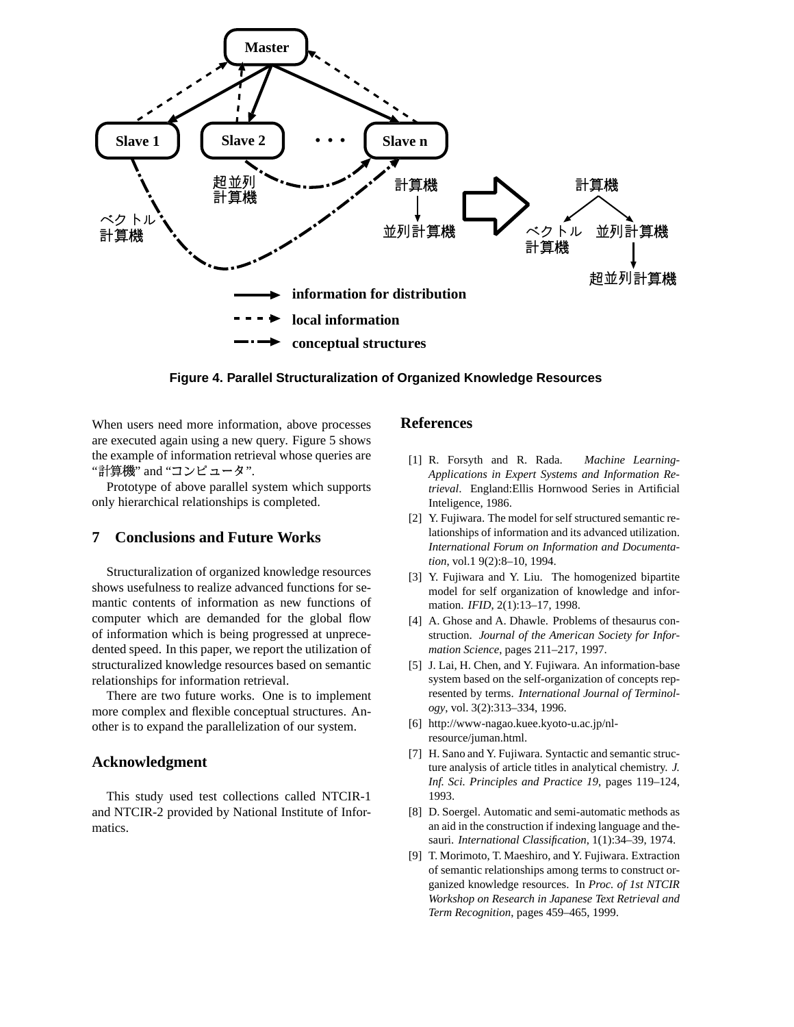Figure 4. Parallel Structuralization of Organized Knowledge Resources

When users need more information, above processes are executed again using a new query. Figure 5 shows the example of information retrieval whose queries are "計算機" and "コンピュータ".

Prototype of above parallel system which supports only hierarchical relationships is completed.

## 7 Conclusions and Future Works

Structuralization of organized knowledge resources shows usefulness to realize advanced functions for semantic contents of information as new functions of computer which are demanded for the global flow of information which is being progressed at unprecedented speed. In this paper, we report the utilization of structuralized knowledge resources based on semantic relationships for information retrieval.

There are two future works. One is to implement more complex and flexible conceptual structures. Another is to expand the parallelization of our system.

## Acknowledgment

This study used test collections called NTCIR-1 and NTCIR-2 provided by National Institute of Informatics.

## References

[1] R. Forsyth and R. Rada. *Machine Learning-Applications in Expert Systems and Information Retrieval*. England:Ellis Hornwood Series in Artificial Inteligence, 1986.

[2] Y. Fujiwara. The model for self structured semantic relationships of information and its advanced utilization. *International Forum on Information and Documentation*, vol.1 9(2):8–10, 1994.

[3] Y. Fujiwara and Y. Liu. The homogenized bipartite model for self organization of knowledge and information. *IFID*, 2(1):13–17, 1998.

[4] A. Ghose and A. Dhawle. Problems of thesaurus construction. *Journal of the American Society for Information Science*, pages 211–217, 1997.

[5] J. Lai, H. Chen, and Y. Fujiwara. An information-base system based on the self-organization of concepts represented by terms. *International Journal of Terminology*, vol. 3(2):313–334, 1996.

[6] http://www-nagao.kuee.kyoto-u.ac.jp/nl-resource/juman.html.

[7] H. Sano and Y. Fujiwara. Syntactic and semantic structure analysis of article titles in analytical chemistry. *J. Inf. Sci. Principles and Practice 19*, pages 119–124, 1993.

[8] D. Soergel. Automatic and semi-automatic methods as an aid in the construction if indexing language and thesauri. *International Classification*, 1(1):34–39, 1974.

[9] T. Morimoto, T. Maeshiro, and Y. Fujiwara. Extraction of semantic relationships among terms to construct organized knowledge resources. In *Proc. of 1st NTCIR Workshop on Research in Japanese Text Retrieval and Term Recognition*, pages 459–465, 1999.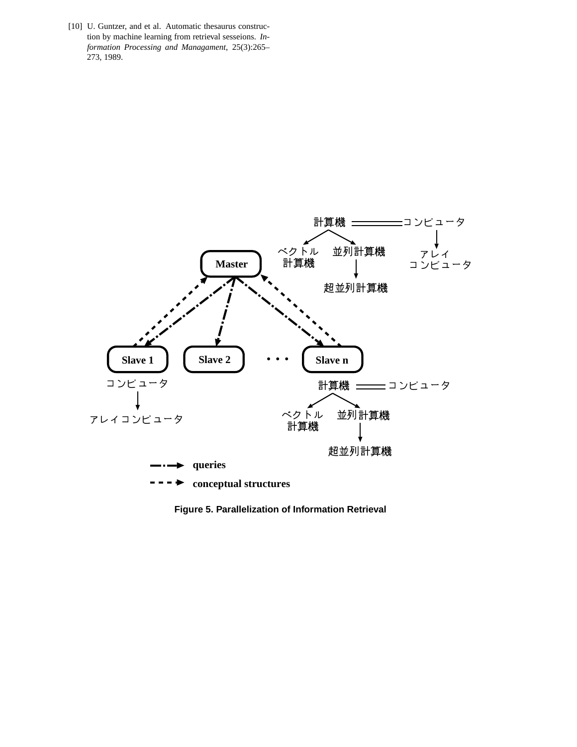[10] U. Guntzer, and et al. Automatic thesaurus construction by machine learning from retrieval sesseions. *Information Processing and Managament*, 25(3):265–273, 1989.

計算機
コンピュータ
ベクトル計算機
並列計算機
アレイコンピュータ
超並列計算機
Master
Slave 1
Slave 2
Slave n
コンピュータ
アレイコンピュータ
計算機
コンピュータ
ベクトル計算機
並列計算機
超並列計算機
queries
conceptual structures

**Figure 5. Parallelization of Information Retrieval**